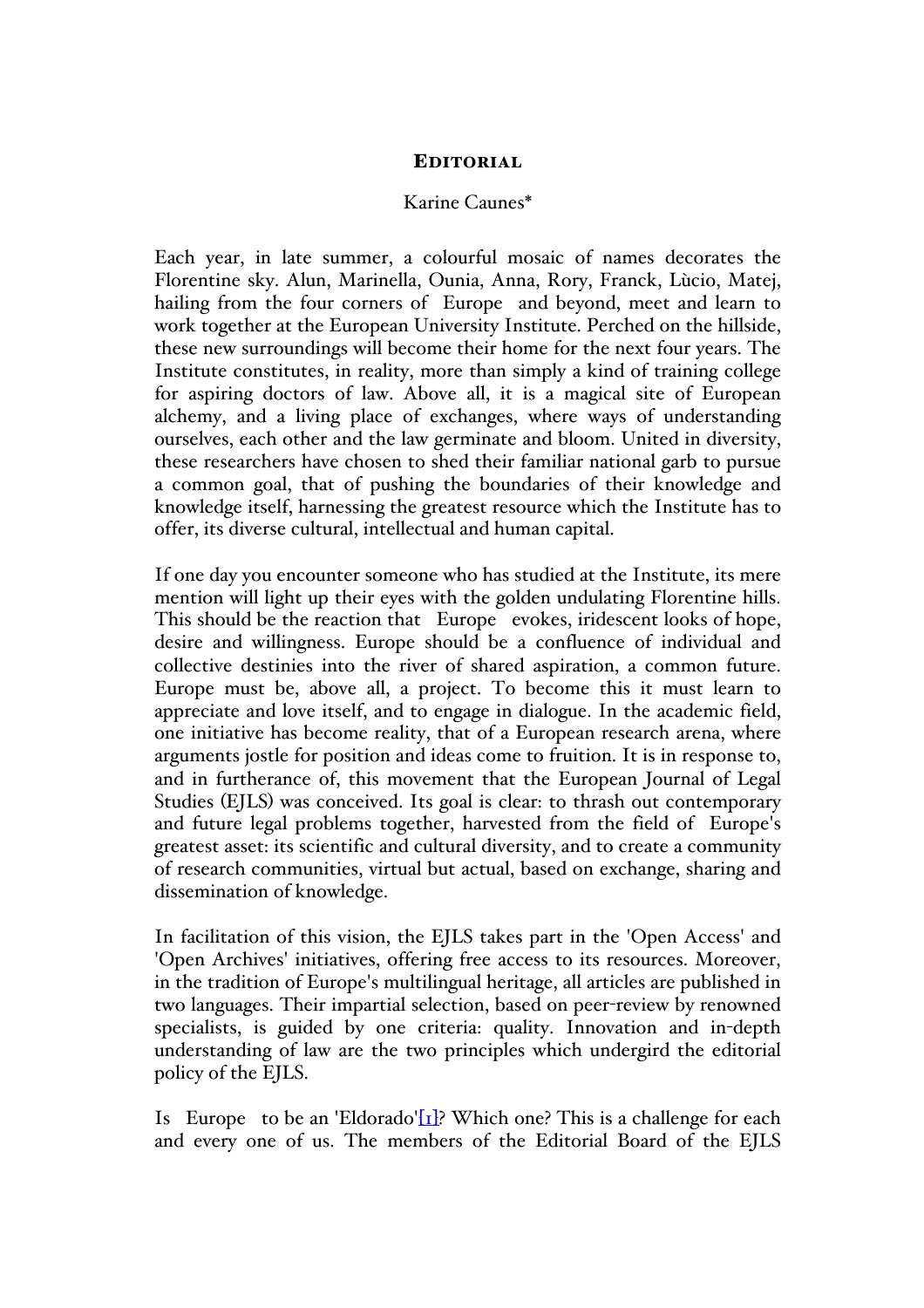# Editorial

Karine Caunes*

Each year, in late summer, a colourful mosaic of names decorates the Florentine sky. Alun, Marinella, Ounia, Anna, Rory, Franck, Lùcio, Matej, hailing from the four corners of Europe and beyond, meet and learn to work together at the European University Institute. Perched on the hillside, these new surroundings will become their home for the next four years. The Institute constitutes, in reality, more than simply a kind of training college for aspiring doctors of law. Above all, it is a magical site of European alchemy, and a living place of exchanges, where ways of understanding ourselves, each other and the law germinate and bloom. United in diversity, these researchers have chosen to shed their familiar national garb to pursue a common goal, that of pushing the boundaries of their knowledge and knowledge itself, harnessing the greatest resource which the Institute has to offer, its diverse cultural, intellectual and human capital.

If one day you encounter someone who has studied at the Institute, its mere mention will light up their eyes with the golden undulating Florentine hills. This should be the reaction that Europe evokes, iridescent looks of hope, desire and willingness. Europe should be a confluence of individual and collective destinies into the river of shared aspiration, a common future. Europe must be, above all, a project. To become this it must learn to appreciate and love itself, and to engage in dialogue. In the academic field, one initiative has become reality, that of a European research arena, where arguments jostle for position and ideas come to fruition. It is in response to, and in furtherance of, this movement that the European Journal of Legal Studies (EJLS) was conceived. Its goal is clear: to thrash out contemporary and future legal problems together, harvested from the field of Europe's greatest asset: its scientific and cultural diversity, and to create a community of research communities, virtual but actual, based on exchange, sharing and dissemination of knowledge.

In facilitation of this vision, the EJLS takes part in the 'Open Access' and 'Open Archives' initiatives, offering free access to its resources. Moreover, in the tradition of Europe's multilingual heritage, all articles are published in two languages. Their impartial selection, based on peer-review by renowned specialists, is guided by one criteria: quality. Innovation and in-depth understanding of law are the two principles which undergird the editorial policy of the EJLS.

Is Europe to be an 'Eldorado'[1]? Which one? This is a challenge for each and every one of us. The members of the Editorial Board of the EJLS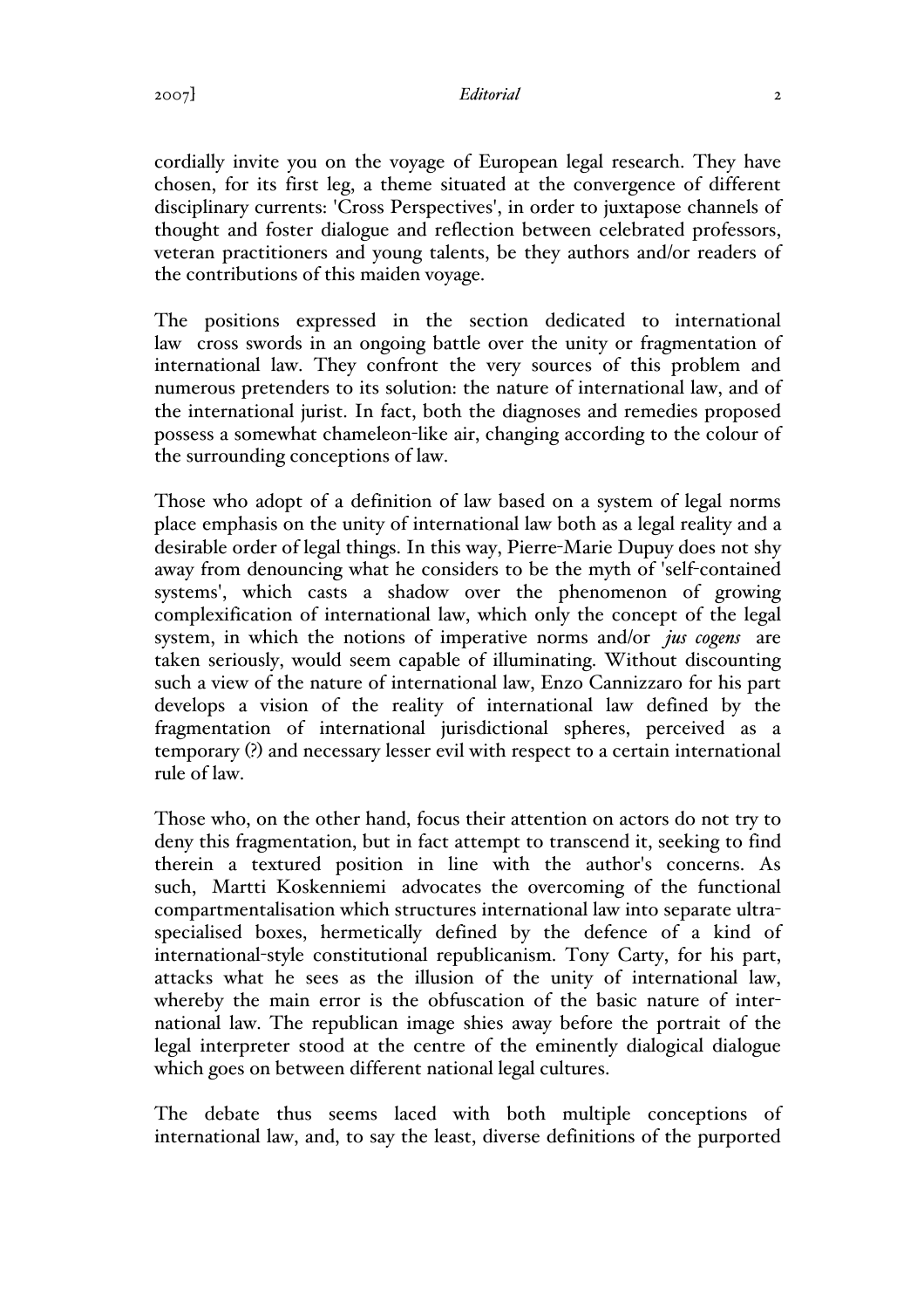cordially invite you on the voyage of European legal research. They have chosen, for its first leg, a theme situated at the convergence of different disciplinary currents: 'Cross Perspectives', in order to juxtapose channels of thought and foster dialogue and reflection between celebrated professors, veteran practitioners and young talents, be they authors and/or readers of the contributions of this maiden voyage.

The positions expressed in the section dedicated to international law cross swords in an ongoing battle over the unity or fragmentation of international law. They confront the very sources of this problem and numerous pretenders to its solution: the nature of international law, and of the international jurist. In fact, both the diagnoses and remedies proposed possess a somewhat chameleon-like air, changing according to the colour of the surrounding conceptions of law.

Those who adopt of a definition of law based on a system of legal norms place emphasis on the unity of international law both as a legal reality and a desirable order of legal things. In this way, Pierre-Marie Dupuy does not shy away from denouncing what he considers to be the myth of 'self-contained systems', which casts a shadow over the phenomenon of growing complexification of international law, which only the concept of the legal system, in which the notions of imperative norms and/or *jus cogens* are taken seriously, would seem capable of illuminating. Without discounting such a view of the nature of international law, Enzo Cannizzaro for his part develops a vision of the reality of international law defined by the fragmentation of international jurisdictional spheres, perceived as a temporary (?) and necessary lesser evil with respect to a certain international rule of law.

Those who, on the other hand, focus their attention on actors do not try to deny this fragmentation, but in fact attempt to transcend it, seeking to find therein a textured position in line with the author's concerns. As such, Martti Koskenniemi advocates the overcoming of the functional compartmentalisation which structures international law into separate ultra-specialised boxes, hermetically defined by the defence of a kind of international-style constitutional republicanism. Tony Carty, for his part, attacks what he sees as the illusion of the unity of international law, whereby the main error is the obfuscation of the basic nature of international law. The republican image shies away before the portrait of the legal interpreter stood at the centre of the eminently dialogical dialogue which goes on between different national legal cultures.

The debate thus seems laced with both multiple conceptions of international law, and, to say the least, diverse definitions of the purported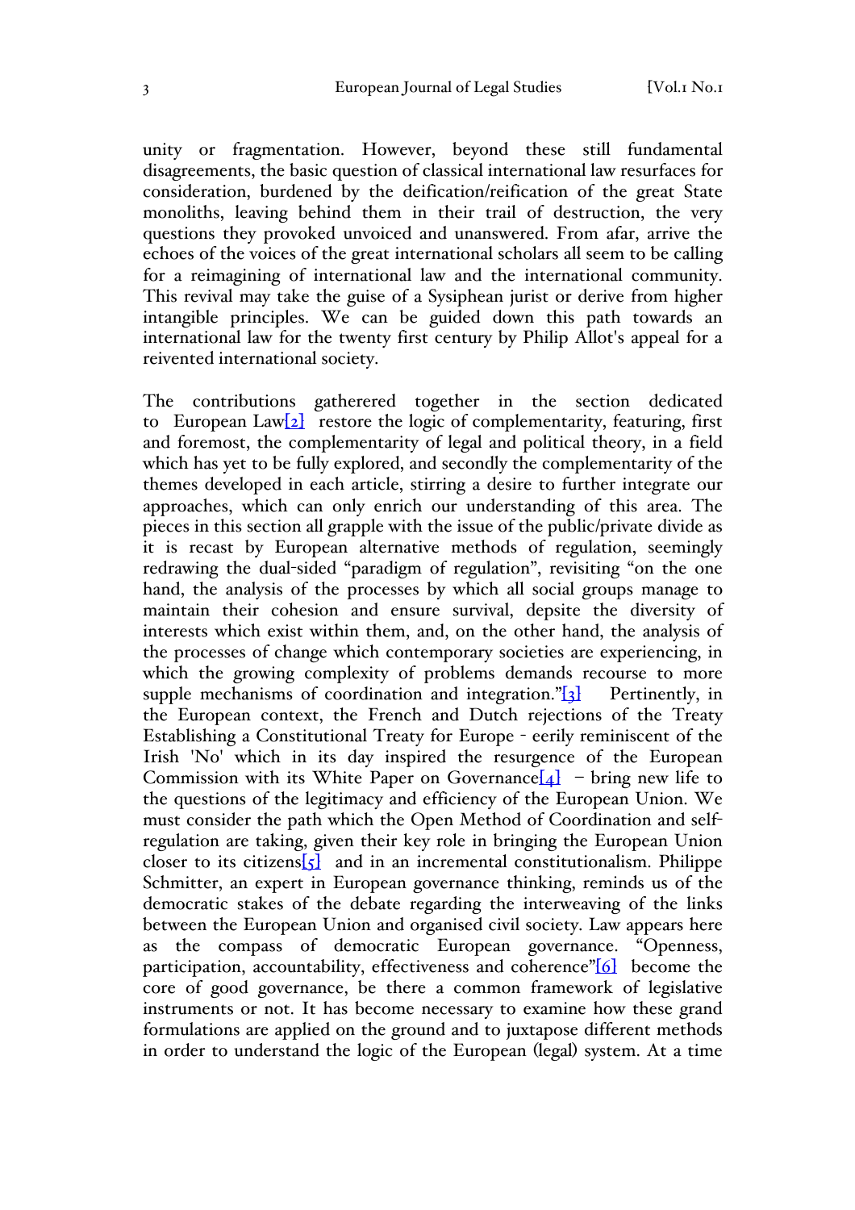unity or fragmentation. However, beyond these still fundamental disagreements, the basic question of classical international law resurfaces for consideration, burdened by the deification/reification of the great State monoliths, leaving behind them in their trail of destruction, the very questions they provoked unvoiced and unanswered. From afar, arrive the echoes of the voices of the great international scholars all seem to be calling for a reimagining of international law and the international community. This revival may take the guise of a Sysiphean jurist or derive from higher intangible principles. We can be guided down this path towards an international law for the twenty first century by Philip Allot's appeal for a reivented international society.

The contributions gatherered together in the section dedicated to European Law[2] restore the logic of complementarity, featuring, first and foremost, the complementarity of legal and political theory, in a field which has yet to be fully explored, and secondly the complementarity of the themes developed in each article, stirring a desire to further integrate our approaches, which can only enrich our understanding of this area. The pieces in this section all grapple with the issue of the public/private divide as it is recast by European alternative methods of regulation, seemingly redrawing the dual-sided "paradigm of regulation", revisiting "on the one hand, the analysis of the processes by which all social groups manage to maintain their cohesion and ensure survival, depsite the diversity of interests which exist within them, and, on the other hand, the analysis of the processes of change which contemporary societies are experiencing, in which the growing complexity of problems demands recourse to more supple mechanisms of coordination and integration."[3] Pertinently, in the European context, the French and Dutch rejections of the Treaty Establishing a Constitutional Treaty for Europe - eerily reminiscent of the Irish 'No' which in its day inspired the resurgence of the European Commission with its White Paper on Governance[4] – bring new life to the questions of the legitimacy and efficiency of the European Union. We must consider the path which the Open Method of Coordination and self-regulation are taking, given their key role in bringing the European Union closer to its citizens[5] and in an incremental constitutionalism. Philippe Schmitter, an expert in European governance thinking, reminds us of the democratic stakes of the debate regarding the interweaving of the links between the European Union and organised civil society. Law appears here as the compass of democratic European governance. "Openness, participation, accountability, effectiveness and coherence"[6] become the core of good governance, be there a common framework of legislative instruments or not. It has become necessary to examine how these grand formulations are applied on the ground and to juxtapose different methods in order to understand the logic of the European (legal) system. At a time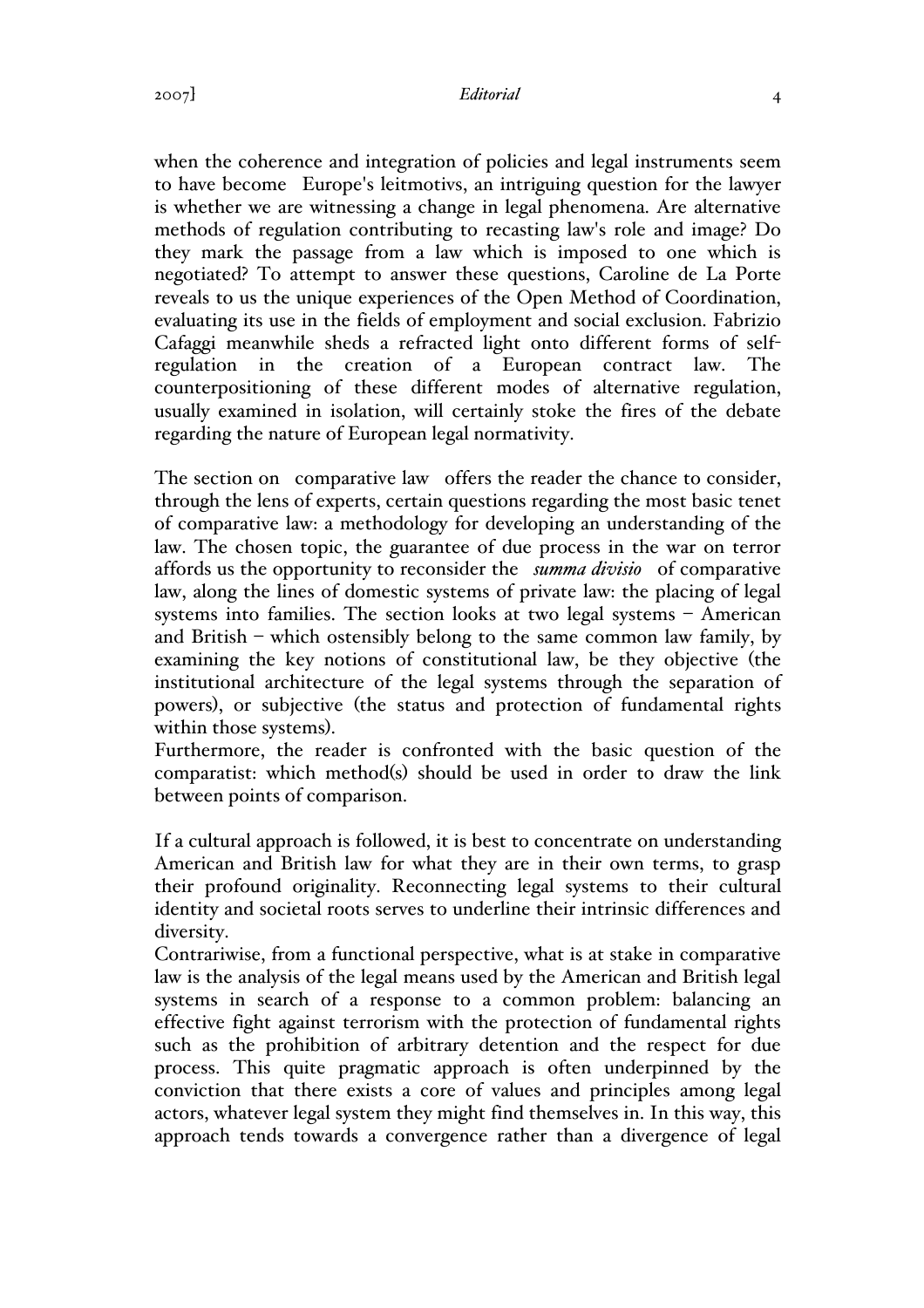when the coherence and integration of policies and legal instruments seem to have become Europe's leitmotivs, an intriguing question for the lawyer is whether we are witnessing a change in legal phenomena. Are alternative methods of regulation contributing to recasting law's role and image? Do they mark the passage from a law which is imposed to one which is negotiated? To attempt to answer these questions, Caroline de La Porte reveals to us the unique experiences of the Open Method of Coordination, evaluating its use in the fields of employment and social exclusion. Fabrizio Cafaggi meanwhile sheds a refracted light onto different forms of self-regulation in the creation of a European contract law. The counterpositioning of these different modes of alternative regulation, usually examined in isolation, will certainly stoke the fires of the debate regarding the nature of European legal normativity.

The section on comparative law offers the reader the chance to consider, through the lens of experts, certain questions regarding the most basic tenet of comparative law: a methodology for developing an understanding of the law. The chosen topic, the guarantee of due process in the war on terror affords us the opportunity to reconsider the *summa divisio* of comparative law, along the lines of domestic systems of private law: the placing of legal systems into families. The section looks at two legal systems – American and British – which ostensibly belong to the same common law family, by examining the key notions of constitutional law, be they objective (the institutional architecture of the legal systems through the separation of powers), or subjective (the status and protection of fundamental rights within those systems).
Furthermore, the reader is confronted with the basic question of the comparatist: which method(s) should be used in order to draw the link between points of comparison.

If a cultural approach is followed, it is best to concentrate on understanding American and British law for what they are in their own terms, to grasp their profound originality. Reconnecting legal systems to their cultural identity and societal roots serves to underline their intrinsic differences and diversity.
Contrariwise, from a functional perspective, what is at stake in comparative law is the analysis of the legal means used by the American and British legal systems in search of a response to a common problem: balancing an effective fight against terrorism with the protection of fundamental rights such as the prohibition of arbitrary detention and the respect for due process. This quite pragmatic approach is often underpinned by the conviction that there exists a core of values and principles among legal actors, whatever legal system they might find themselves in. In this way, this approach tends towards a convergence rather than a divergence of legal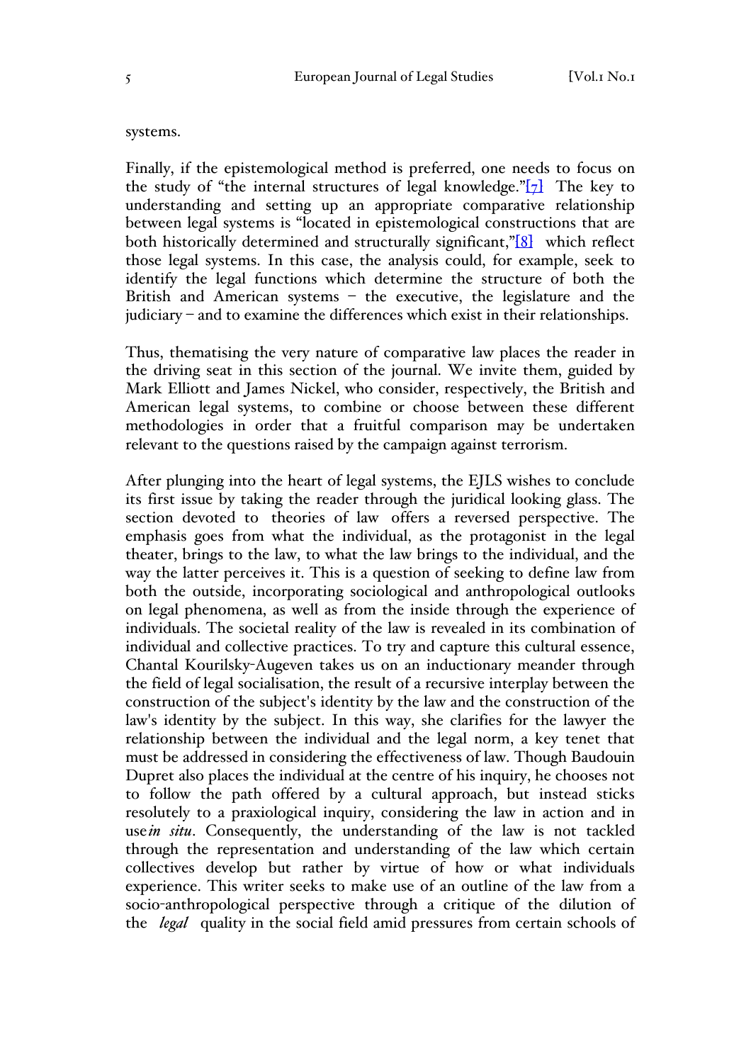systems.

Finally, if the epistemological method is preferred, one needs to focus on the study of “the internal structures of legal knowledge.”[7] The key to understanding and setting up an appropriate comparative relationship between legal systems is “located in epistemological constructions that are both historically determined and structurally significant,”[8] which reflect those legal systems. In this case, the analysis could, for example, seek to identify the legal functions which determine the structure of both the British and American systems – the executive, the legislature and the judiciary – and to examine the differences which exist in their relationships.

Thus, thematising the very nature of comparative law places the reader in the driving seat in this section of the journal. We invite them, guided by Mark Elliott and James Nickel, who consider, respectively, the British and American legal systems, to combine or choose between these different methodologies in order that a fruitful comparison may be undertaken relevant to the questions raised by the campaign against terrorism.

After plunging into the heart of legal systems, the EJLS wishes to conclude its first issue by taking the reader through the juridical looking glass. The section devoted to theories of law offers a reversed perspective. The emphasis goes from what the individual, as the protagonist in the legal theater, brings to the law, to what the law brings to the individual, and the way the latter perceives it. This is a question of seeking to define law from both the outside, incorporating sociological and anthropological outlooks on legal phenomena, as well as from the inside through the experience of individuals. The societal reality of the law is revealed in its combination of individual and collective practices. To try and capture this cultural essence, Chantal Kourilsky-Augeven takes us on an inductionary meander through the field of legal socialisation, the result of a recursive interplay between the construction of the subject's identity by the law and the construction of the law's identity by the subject. In this way, she clarifies for the lawyer the relationship between the individual and the legal norm, a key tenet that must be addressed in considering the effectiveness of law. Though Baudouin Dupret also places the individual at the centre of his inquiry, he chooses not to follow the path offered by a cultural approach, but instead sticks resolutely to a praxiological inquiry, considering the law in action and in use *in situ*. Consequently, the understanding of the law is not tackled through the representation and understanding of the law which certain collectives develop but rather by virtue of how or what individuals experience. This writer seeks to make use of an outline of the law from a socio-anthropological perspective through a critique of the dilution of the *legal* quality in the social field amid pressures from certain schools of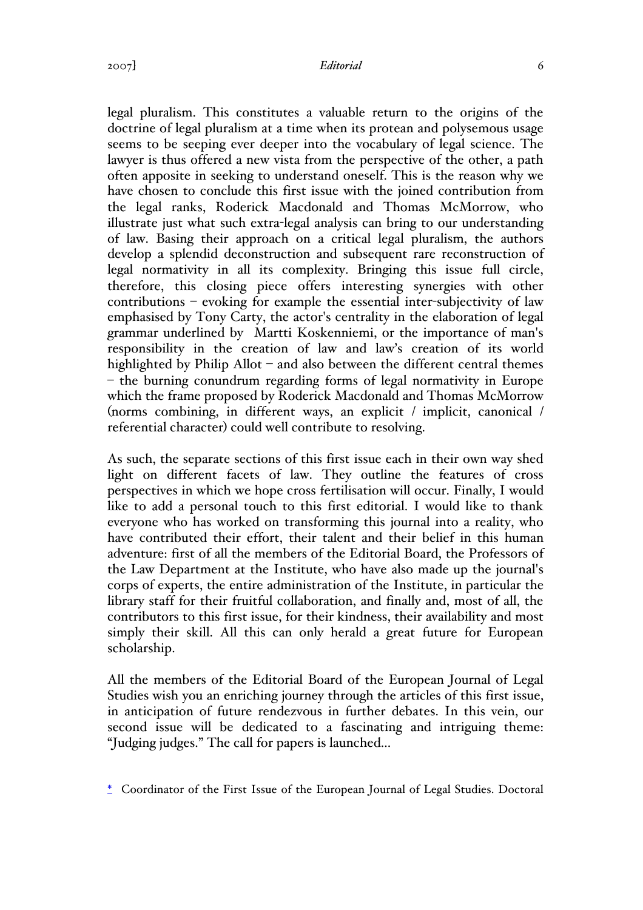legal pluralism. This constitutes a valuable return to the origins of the doctrine of legal pluralism at a time when its protean and polysemous usage seems to be seeping ever deeper into the vocabulary of legal science. The lawyer is thus offered a new vista from the perspective of the other, a path often apposite in seeking to understand oneself. This is the reason why we have chosen to conclude this first issue with the joined contribution from the legal ranks, Roderick Macdonald and Thomas McMorrow, who illustrate just what such extra-legal analysis can bring to our understanding of law. Basing their approach on a critical legal pluralism, the authors develop a splendid deconstruction and subsequent rare reconstruction of legal normativity in all its complexity. Bringing this issue full circle, therefore, this closing piece offers interesting synergies with other contributions – evoking for example the essential inter-subjectivity of law emphasised by Tony Carty, the actor's centrality in the elaboration of legal grammar underlined by Martti Koskenniemi, or the importance of man's responsibility in the creation of law and law's creation of its world highlighted by Philip Allot – and also between the different central themes – the burning conundrum regarding forms of legal normativity in Europe which the frame proposed by Roderick Macdonald and Thomas McMorrow (norms combining, in different ways, an explicit / implicit, canonical / referential character) could well contribute to resolving.

As such, the separate sections of this first issue each in their own way shed light on different facets of law. They outline the features of cross perspectives in which we hope cross fertilisation will occur. Finally, I would like to add a personal touch to this first editorial. I would like to thank everyone who has worked on transforming this journal into a reality, who have contributed their effort, their talent and their belief in this human adventure: first of all the members of the Editorial Board, the Professors of the Law Department at the Institute, who have also made up the journal's corps of experts, the entire administration of the Institute, in particular the library staff for their fruitful collaboration, and finally and, most of all, the contributors to this first issue, for their kindness, their availability and most simply their skill. All this can only herald a great future for European scholarship.

All the members of the Editorial Board of the European Journal of Legal Studies wish you an enriching journey through the articles of this first issue, in anticipation of future rendezvous in further debates. In this vein, our second issue will be dedicated to a fascinating and intriguing theme: "Judging judges." The call for papers is launched...

* Coordinator of the First Issue of the European Journal of Legal Studies. Doctoral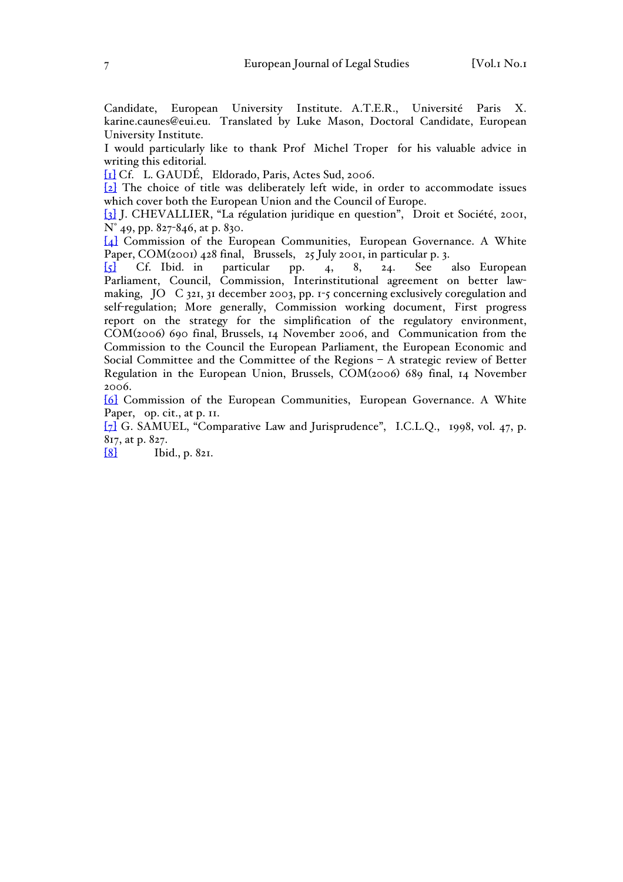Candidate, European University Institute. A.T.E.R., Université Paris X. karine.caunes@eui.eu. Translated by Luke Mason, Doctoral Candidate, European University Institute.

I would particularly like to thank Prof Michel Troper for his valuable advice in writing this editorial.

[1] Cf. L. GAUDÉ, Eldorado, Paris, Actes Sud, 2006.

[2] The choice of title was deliberately left wide, in order to accommodate issues which cover both the European Union and the Council of Europe.

[3] J. CHEVALLIER, "La régulation juridique en question", Droit et Société, 2001, N° 49, pp. 827-846, at p. 830.

[4] Commission of the European Communities, European Governance. A White Paper, COM(2001) 428 final, Brussels, 25 July 2001, in particular p. 3.

[5] Cf. Ibid. in particular pp. 4, 8, 24. See also European Parliament, Council, Commission, Interinstitutional agreement on better law-making, JO C 321, 31 december 2003, pp. 1-5 concerning exclusively coregulation and self-regulation; More generally, Commission working document, First progress report on the strategy for the simplification of the regulatory environment, COM(2006) 690 final, Brussels, 14 November 2006, and Communication from the Commission to the Council the European Parliament, the European Economic and Social Committee and the Committee of the Regions – A strategic review of Better Regulation in the European Union, Brussels, COM(2006) 689 final, 14 November 2006.

[6] Commission of the European Communities, European Governance. A White Paper, op. cit., at p. 11.

[7] G. SAMUEL, "Comparative Law and Jurisprudence", I.C.L.Q., 1998, vol. 47, p. 817, at p. 827.

[8] Ibid., p. 821.